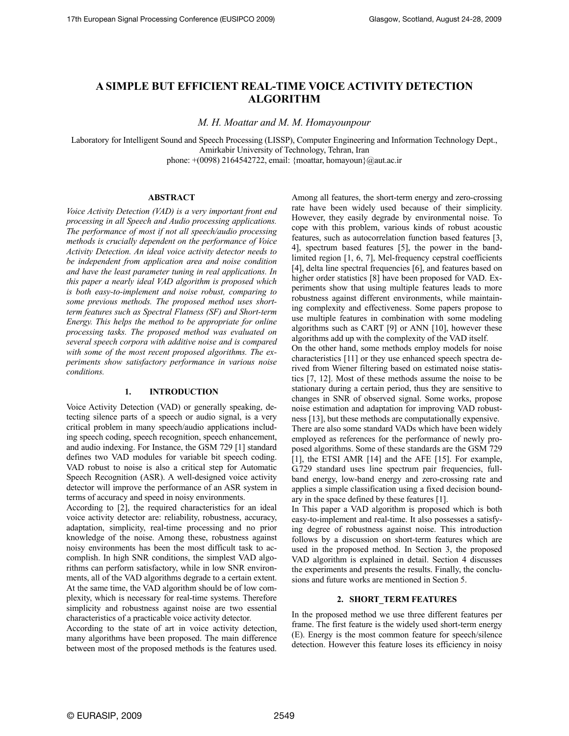# A SIMPLE BUT EFFICIENT REAL-TIME VOICE ACTIVITY DETECTION ALGORITHM

*M. H. Moattar and M. M. Homayounpour*

Laboratory for Intelligent Sound and Speech Processing (LISSP), Computer Engineering and Information Technology Dept., Amirkabir University of Technology, Tehran, Iran
phone: +(0098) 2164542722, email: {moattar, homayoun}@aut.ac.ir

### ABSTRACT

*Voice Activity Detection (VAD) is a very important front end processing in all Speech and Audio processing applications. The performance of most if not all speech/audio processing methods is crucially dependent on the performance of Voice Activity Detection. An ideal voice activity detector needs to be independent from application area and noise condition and have the least parameter tuning in real applications. In this paper a nearly ideal VAD algorithm is proposed which is both easy-to-implement and noise robust, comparing to some previous methods. The proposed method uses short-term features such as Spectral Flatness (SF) and Short-term Energy. This helps the method to be appropriate for online processing tasks. The proposed method was evaluated on several speech corpora with additive noise and is compared with some of the most recent proposed algorithms. The experiments show satisfactory performance in various noise conditions.*

## 1. INTRODUCTION

Voice Activity Detection (VAD) or generally speaking, detecting silence parts of a speech or audio signal, is a very critical problem in many speech/audio applications including speech coding, speech recognition, speech enhancement, and audio indexing. For Instance, the GSM 729 [1] standard defines two VAD modules for variable bit speech coding. VAD robust to noise is also a critical step for Automatic Speech Recognition (ASR). A well-designed voice activity detector will improve the performance of an ASR system in terms of accuracy and speed in noisy environments.

According to [2], the required characteristics for an ideal voice activity detector are: reliability, robustness, accuracy, adaptation, simplicity, real-time processing and no prior knowledge of the noise. Among these, robustness against noisy environments has been the most difficult task to accomplish. In high SNR conditions, the simplest VAD algorithms can perform satisfactory, while in low SNR environments, all of the VAD algorithms degrade to a certain extent. At the same time, the VAD algorithm should be of low complexity, which is necessary for real-time systems. Therefore simplicity and robustness against noise are two essential characteristics of a practicable voice activity detector.

According to the state of art in voice activity detection, many algorithms have been proposed. The main difference between most of the proposed methods is the features used. Among all features, the short-term energy and zero-crossing rate have been widely used because of their simplicity. However, they easily degrade by environmental noise. To cope with this problem, various kinds of robust acoustic features, such as autocorrelation function based features [3, 4], spectrum based features [5], the power in the band-limited region [1, 6, 7], Mel-frequency cepstral coefficients [4], delta line spectral frequencies [6], and features based on higher order statistics [8] have been proposed for VAD. Experiments show that using multiple features leads to more robustness against different environments, while maintaining complexity and effectiveness. Some papers propose to use multiple features in combination with some modeling algorithms such as CART [9] or ANN [10], however these algorithms add up with the complexity of the VAD itself.

On the other hand, some methods employ models for noise characteristics [11] or they use enhanced speech spectra derived from Wiener filtering based on estimated noise statistics [7, 12]. Most of these methods assume the noise to be stationary during a certain period, thus they are sensitive to changes in SNR of observed signal. Some works, propose noise estimation and adaptation for improving VAD robustness [13], but these methods are computationally expensive.

There are also some standard VADs which have been widely employed as references for the performance of newly proposed algorithms. Some of these standards are the GSM 729 [1], the ETSI AMR [14] and the AFE [15]. For example, G.729 standard uses line spectrum pair frequencies, full-band energy, low-band energy and zero-crossing rate and applies a simple classification using a fixed decision boundary in the space defined by these features [1].

In This paper a VAD algorithm is proposed which is both easy-to-implement and real-time. It also possesses a satisfying degree of robustness against noise. This introduction follows by a discussion on short-term features which are used in the proposed method. In Section 3, the proposed VAD algorithm is explained in detail. Section 4 discusses the experiments and presents the results. Finally, the conclusions and future works are mentioned in Section 5.

## 2. SHORT_TERM FEATURES

In the proposed method we use three different features per frame. The first feature is the widely used short-term energy (E). Energy is the most common feature for speech/silence detection. However this feature loses its efficiency in noisy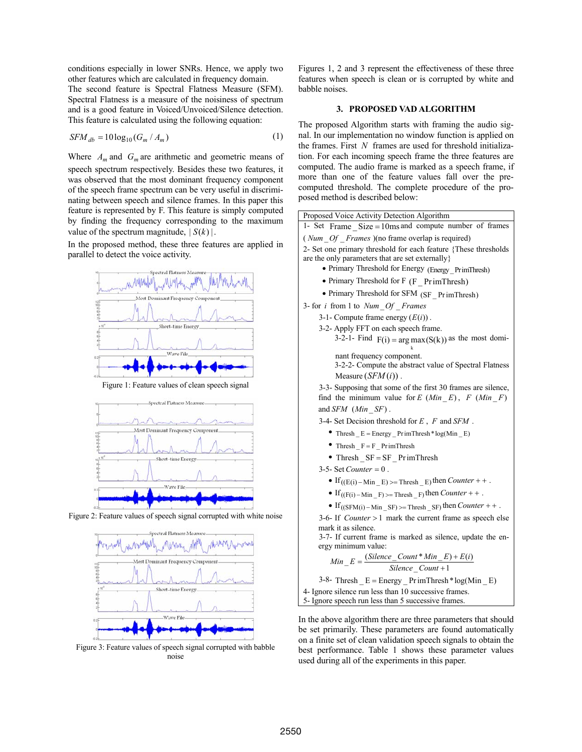conditions especially in lower SNRs. Hence, we apply two other features which are calculated in frequency domain.
The second feature is Spectral Flatness Measure (SFM). Spectral Flatness is a measure of the noisiness of spectrum and is a good feature in Voiced/Unvoiced/Silence detection. This feature is calculated using the following equation:

$$SFM_{db} = 10\log_{10}(G_m / A_m) \quad (1)$$

Where $A_m$ and $G_m$ are arithmetic and geometric means of speech spectrum respectively. Besides these two features, it was observed that the most dominant frequency component of the speech frame spectrum can be very useful in discriminating between speech and silence frames. In this paper this feature is represented by F. This feature is simply computed by finding the frequency corresponding to the maximum value of the spectrum magnitude, $|S(k)|$.

In the proposed method, these three features are applied in parallel to detect the voice activity.

Figure 1: Feature values of clean speech signal

Figure 2: Feature values of speech signal corrupted with white noise

Figure 3: Feature values of speech signal corrupted with babble noise

Figures 1, 2 and 3 represent the effectiveness of these three features when speech is clean or is corrupted by white and babble noises.

## 3. PROPOSED VAD ALGORITHM

The proposed Algorithm starts with framing the audio signal. In our implementation no window function is applied on the frames. First $N$ frames are used for threshold initialization. For each incoming speech frame the three features are computed. The audio frame is marked as a speech frame, if more than one of the feature values fall over the pre-computed threshold. The complete procedure of the proposed method is described below:

**Proposed Voice Activity Detection Algorithm**

1- Set $Frame\_Size = 10ms$ and compute number of frames ($Num\_Of\_Frames$)(no frame overlap is required)

2- Set one primary threshold for each feature {These thresholds are the only parameters that are set externally}

- Primary Threshold for Energy ($Energy\_PrimThresh$)
- Primary Threshold for F ($F\_PrimThresh$)
- Primary Threshold for SFM ($SF\_PrimThresh$)

3- for $i$ from 1 to $Num\_Of\_Frames$

3-1- Compute frame energy ($E(i)$).

3-2- Apply FFT on each speech frame.

3-2-1- Find $F(i) = \arg\max_k(S(k))$ as the most dominant frequency component.

3-2-2- Compute the abstract value of Spectral Flatness Measure ($SFM(i)$).

3-3- Supposing that some of the first 30 frames are silence, find the minimum value for $E$ ($Min\_E$), $F$ ($Min\_F$) and $SFM$ ($Min\_SF$).

3-4- Set Decision threshold for $E$, $F$ and $SFM$.

- $Thresh\_E = Energy\_PrimThresh * \log(Min\_E)$
- $Thresh\_F = F\_PrimThresh$
- $Thresh\_SF = SF\_PrimThresh$

3-5- Set $Counter = 0$.

- If $((E(i) - Min\_E) >= Thresh\_E)$ then $Counter++$.
- If $((F(i) - Min\_F) >= Thresh\_F)$ then $Counter++$.
- If $((SFM(i) - Min\_SF) >= Thresh\_SF)$ then $Counter++$.

3-6- If $Counter > 1$ mark the current frame as speech else mark it as silence.

3-7- If current frame is marked as silence, update the energy minimum value:

$$Min\_E = \frac{(Silence\_Count * Min\_E) + E(i)}{Silence\_Count + 1}$$

3-8- $Thresh\_E = Energy\_PrimThresh * \log(Min\_E)$

4- Ignore silence run less than 10 successive frames.

5- Ignore speech run less than 5 successive frames.

In the above algorithm there are three parameters that should be set primarily. These parameters are found automatically on a finite set of clean validation speech signals to obtain the best performance. Table 1 shows these parameter values used during all of the experiments in this paper.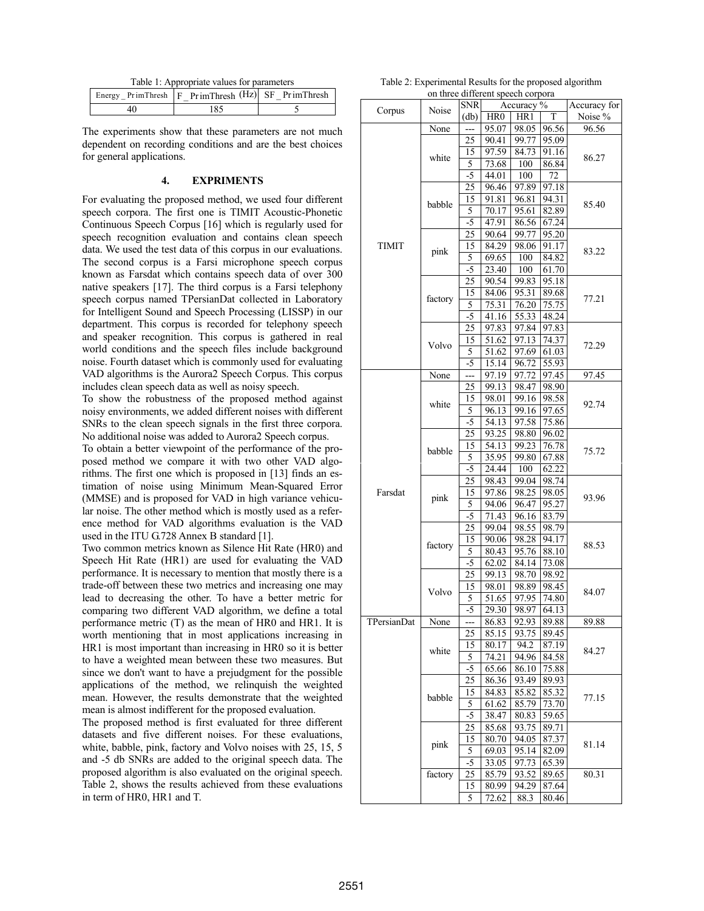Table 1: Appropriate values for parameters

| Energy _ PrimThresh | F _ PrimThresh (Hz) | SF _ PrimThresh |
|---|---|---|
| 40 | 185 | 5 |

The experiments show that these parameters are not much dependent on recording conditions and are the best choices for general applications.

## 4. EXPRIMENTS

For evaluating the proposed method, we used four different speech corpora. The first one is TIMIT Acoustic-Phonetic Continuous Speech Corpus [16] which is regularly used for speech recognition evaluation and contains clean speech data. We used the test data of this corpus in our evaluations. The second corpus is a Farsi microphone speech corpus known as Farsdat which contains speech data of over 300 native speakers [17]. The third corpus is a Farsi telephony speech corpus named TPersianDat collected in Laboratory for Intelligent Sound and Speech Processing (LISSP) in our department. This corpus is recorded for telephony speech and speaker recognition. This corpus is gathered in real world conditions and the speech files include background noise. Fourth dataset which is commonly used for evaluating VAD algorithms is the Aurora2 Speech Corpus. This corpus includes clean speech data as well as noisy speech.

To show the robustness of the proposed method against noisy environments, we added different noises with different SNRs to the clean speech signals in the first three corpora. No additional noise was added to Aurora2 Speech corpus.

To obtain a better viewpoint of the performance of the proposed method we compare it with two other VAD algorithms. The first one which is proposed in [13] finds an estimation of noise using Minimum Mean-Squared Error (MMSE) and is proposed for VAD in high variance vehicular noise. The other method which is mostly used as a reference method for VAD algorithms evaluation is the VAD used in the ITU G.728 Annex B standard [1].

Two common metrics known as Silence Hit Rate (HR0) and Speech Hit Rate (HR1) are used for evaluating the VAD performance. It is necessary to mention that mostly there is a trade-off between these two metrics and increasing one may lead to decreasing the other. To have a better metric for comparing two different VAD algorithm, we define a total performance metric (T) as the mean of HR0 and HR1. It is worth mentioning that in most applications increasing in HR1 is most important than increasing in HR0 so it is better to have a weighted mean between these two measures. But since we don't want to have a prejudgment for the possible applications of the method, we relinquish the weighted mean. However, the results demonstrate that the weighted mean is almost indifferent for the proposed evaluation.

The proposed method is first evaluated for three different datasets and five different noises. For these evaluations, white, babble, pink, factory and Volvo noises with 25, 15, 5 and -5 db SNRs are added to the original speech data. The proposed algorithm is also evaluated on the original speech. Table 2, shows the results achieved from these evaluations in term of HR0, HR1 and T.

Table 2: Experimental Results for the proposed algorithm on three different speech corpora

| Corpus | Noise | SNR (db) | Accuracy % | | | Accuracy for Noise % |
|---|---|---|---|---|---|---|
| | | | HR0 | HR1 | T | |
| TIMIT | None | --- | 95.07 | 98.05 | 96.56 | 96.56 |
| | white | 25 | 90.41 | 99.77 | 95.09 | 86.27 |
| | | 15 | 97.59 | 84.73 | 91.16 | |
| | | 5 | 73.68 | 100 | 86.84 | |
| | | -5 | 44.01 | 100 | 72 | |
| | babble | 25 | 96.46 | 97.89 | 97.18 | 85.40 |
| | | 15 | 91.81 | 96.81 | 94.31 | |
| | | 5 | 70.17 | 95.61 | 82.89 | |
| | | -5 | 47.91 | 86.56 | 67.24 | |
| | pink | 25 | 90.64 | 99.77 | 95.20 | 83.22 |
| | | 15 | 84.29 | 98.06 | 91.17 | |
| | | 5 | 69.65 | 100 | 84.82 | |
| | | -5 | 23.40 | 100 | 61.70 | |
| | factory | 25 | 90.54 | 99.83 | 95.18 | 77.21 |
| | | 15 | 84.06 | 95.31 | 89.68 | |
| | | 5 | 75.31 | 76.20 | 75.75 | |
| | | -5 | 41.16 | 55.33 | 48.24 | |
| | Volvo | 25 | 97.83 | 97.84 | 97.83 | 72.29 |
| | | 15 | 51.62 | 97.13 | 74.37 | |
| | | 5 | 51.62 | 97.69 | 61.03 | |
| | | -5 | 15.14 | 96.72 | 55.93 | |
| Farsdat | None | --- | 97.19 | 97.72 | 97.45 | 97.45 |
| | white | 25 | 99.13 | 98.47 | 98.90 | 92.74 |
| | | 15 | 98.01 | 99.16 | 98.58 | |
| | | 5 | 96.13 | 99.16 | 97.65 | |
| | | -5 | 54.13 | 97.58 | 75.86 | |
| | babble | 25 | 93.25 | 98.80 | 96.02 | 75.72 |
| | | 15 | 54.13 | 99.23 | 76.78 | |
| | | 5 | 35.95 | 99.80 | 67.88 | |
| | | -5 | 24.44 | 100 | 62.22 | |
| | pink | 25 | 98.43 | 99.04 | 98.74 | 93.96 |
| | | 15 | 97.86 | 98.25 | 98.05 | |
| | | 5 | 94.06 | 96.47 | 95.27 | |
| | | -5 | 71.43 | 96.16 | 83.79 | |
| | factory | 25 | 99.04 | 98.55 | 98.79 | 88.53 |
| | | 15 | 90.06 | 98.28 | 94.17 | |
| | | 5 | 80.43 | 95.76 | 88.10 | |
| | | -5 | 62.02 | 84.14 | 73.08 | |
| | Volvo | 25 | 99.13 | 98.70 | 98.92 | 84.07 |
| | | 15 | 98.01 | 98.89 | 98.45 | |
| | | 5 | 51.65 | 97.95 | 74.80 | |
| | | -5 | 29.30 | 98.97 | 64.13 | |
| TPersianDat | None | --- | 86.83 | 92.93 | 89.88 | 89.88 |
| | white | 25 | 85.15 | 93.75 | 89.45 | 84.27 |
| | | 15 | 80.17 | 94.2 | 87.19 | |
| | | 5 | 74.21 | 94.96 | 84.58 | |
| | | -5 | 65.66 | 86.10 | 75.88 | |
| | babble | 25 | 86.36 | 93.49 | 89.93 | 77.15 |
| | | 15 | 84.83 | 85.82 | 85.32 | |
| | | 5 | 61.62 | 85.79 | 73.70 | |
| | | -5 | 38.47 | 80.83 | 59.65 | |
| | pink | 25 | 85.68 | 93.75 | 89.71 | 81.14 |
| | | 15 | 80.70 | 94.05 | 87.37 | |
| | | 5 | 69.03 | 95.14 | 82.09 | |
| | | -5 | 33.05 | 97.73 | 65.39 | |
| | factory | 25 | 85.79 | 93.52 | 89.65 | 80.31 |
| | | 15 | 80.99 | 94.29 | 87.64 | |
| | | 5 | 72.62 | 88.3 | 80.46 | |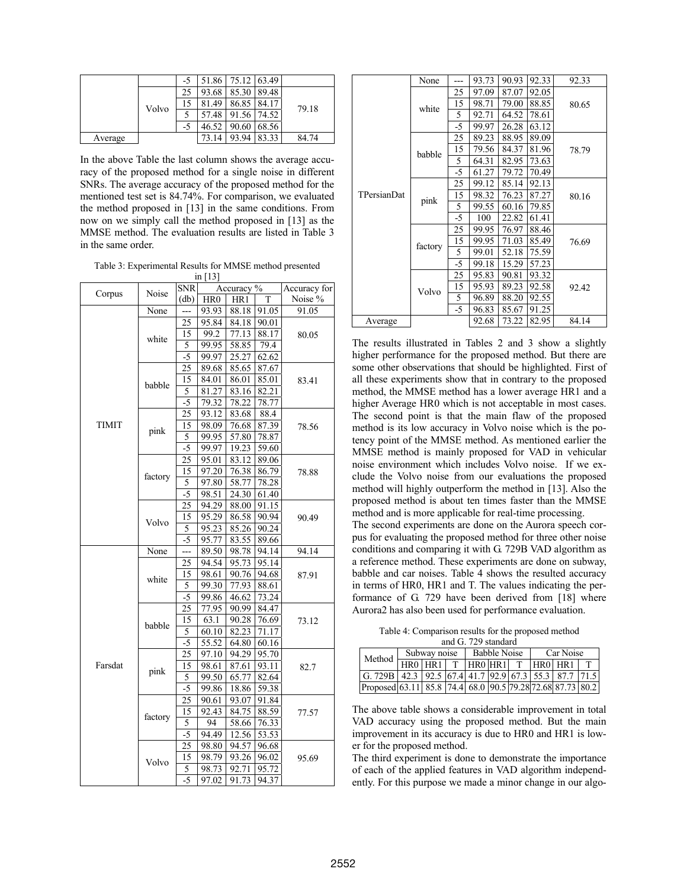|  |  | -5 | 51.86 | 75.12 | 63.49 |  |
|---|---|---|---|---|---|---|
|  | Volvo | 25 | 93.68 | 85.30 | 89.48 | 79.18 |
|  |  | 15 | 81.49 | 86.85 | 84.17 |  |
|  |  | 5 | 57.48 | 91.56 | 74.52 |  |
|  |  | -5 | 46.52 | 90.60 | 68.56 |  |
| Average |  |  | 73.14 | 93.94 | 83.33 | 84.74 |

In the above Table the last column shows the average accuracy of the proposed method for a single noise in different SNRs. The average accuracy of the proposed method for the mentioned test set is 84.74%. For comparison, we evaluated the method proposed in [13] in the same conditions. From now on we simply call the method proposed in [13] as the MMSE method. The evaluation results are listed in Table 3 in the same order.

Table 3: Experimental Results for MMSE method presented in [13]

| Corpus | Noise | SNR (db) | Accuracy % | | | Accuracy for Noise % |
|---|---|---|---|---|---|---|
| | | | HR0 | HR1 | T | |
| TIMIT | None | --- | 93.93 | 88.18 | 91.05 | 91.05 |
| | white | 25 | 95.84 | 84.18 | 90.01 | 80.05 |
| | | 15 | 99.2 | 77.13 | 88.17 | |
| | | 5 | 99.95 | 58.85 | 79.4 | |
| | | -5 | 99.97 | 25.27 | 62.62 | |
| | babble | 25 | 89.68 | 85.65 | 87.67 | 83.41 |
| | | 15 | 84.01 | 86.01 | 85.01 | |
| | | 5 | 81.27 | 83.16 | 82.21 | |
| | | -5 | 79.32 | 78.22 | 78.77 | |
| | pink | 25 | 93.12 | 83.68 | 88.4 | 78.56 |
| | | 15 | 98.09 | 76.68 | 87.39 | |
| | | 5 | 99.95 | 57.80 | 78.87 | |
| | | -5 | 99.97 | 19.23 | 59.60 | |
| | factory | 25 | 95.01 | 83.12 | 89.06 | 78.88 |
| | | 15 | 97.20 | 76.38 | 86.79 | |
| | | 5 | 97.80 | 58.77 | 78.28 | |
| | | -5 | 98.51 | 24.30 | 61.40 | |
| | Volvo | 25 | 94.29 | 88.00 | 91.15 | 90.49 |
| | | 15 | 95.29 | 86.58 | 90.94 | |
| | | 5 | 95.23 | 85.26 | 90.24 | |
| | | -5 | 95.77 | 83.55 | 89.66 | |
| Farsdat | None | --- | 89.50 | 98.78 | 94.14 | 94.14 |
| | white | 25 | 94.54 | 95.73 | 95.14 | 87.91 |
| | | 15 | 98.61 | 90.76 | 94.68 | |
| | | 5 | 99.30 | 77.93 | 88.61 | |
| | | -5 | 99.86 | 46.62 | 73.24 | |
| | babble | 25 | 77.95 | 90.99 | 84.47 | 73.12 |
| | | 15 | 63.1 | 90.28 | 76.69 | |
| | | 5 | 60.10 | 82.23 | 71.17 | |
| | | -5 | 55.52 | 64.80 | 60.16 | |
| | pink | 25 | 97.10 | 94.29 | 95.70 | 82.7 |
| | | 15 | 98.61 | 87.61 | 93.11 | |
| | | 5 | 99.50 | 65.77 | 82.64 | |
| | | -5 | 99.86 | 18.86 | 59.38 | |
| | factory | 25 | 90.61 | 93.07 | 91.84 | 77.57 |
| | | 15 | 92.43 | 84.75 | 88.59 | |
| | | 5 | 94 | 58.66 | 76.33 | |
| | | -5 | 94.49 | 12.56 | 53.53 | |
| | Volvo | 25 | 98.80 | 94.57 | 96.68 | 95.69 |
| | | 15 | 98.79 | 93.26 | 96.02 | |
| | | 5 | 98.73 | 92.71 | 95.72 | |
| | | -5 | 97.02 | 91.73 | 94.37 | |
| TPersianDat | None | --- | 93.73 | 90.93 | 92.33 | 92.33 |
| | white | 25 | 97.09 | 87.07 | 92.05 | 80.65 |
| | | 15 | 98.71 | 79.00 | 88.85 | |
| | | 5 | 92.71 | 64.52 | 78.61 | |
| | | -5 | 99.97 | 26.28 | 63.12 | |
| | babble | 25 | 89.23 | 88.95 | 89.09 | 78.79 |
| | | 15 | 79.56 | 84.37 | 81.96 | |
| | | 5 | 64.31 | 82.95 | 73.63 | |
| | | -5 | 61.27 | 79.72 | 70.49 | |
| | pink | 25 | 99.12 | 85.14 | 92.13 | 80.16 |
| | | 15 | 98.32 | 76.23 | 87.27 | |
| | | 5 | 99.55 | 60.16 | 79.85 | |
| | | -5 | 100 | 22.82 | 61.41 | |
| | factory | 25 | 99.95 | 76.97 | 88.46 | 76.69 |
| | | 15 | 99.95 | 71.03 | 85.49 | |
| | | 5 | 99.01 | 52.18 | 75.59 | |
| | | -5 | 99.18 | 15.29 | 57.23 | |
| | Volvo | 25 | 95.83 | 90.81 | 93.32 | 92.42 |
| | | 15 | 95.93 | 89.23 | 92.58 | |
| | | 5 | 96.89 | 88.20 | 92.55 | |
| | | -5 | 96.83 | 85.67 | 91.25 | |
| Average | | | 92.68 | 73.22 | 82.95 | 84.14 |

The results illustrated in Tables 2 and 3 show a slightly higher performance for the proposed method. But there are some other observations that should be highlighted. First of all these experiments show that in contrary to the proposed method, the MMSE method has a lower average HR1 and a higher Average HR0 which is not acceptable in most cases. The second point is that the main flaw of the proposed method is its low accuracy in Volvo noise which is the potency point of the MMSE method. As mentioned earlier the MMSE method is mainly proposed for VAD in vehicular noise environment which includes Volvo noise. If we exclude the Volvo noise from our evaluations the proposed method will highly outperform the method in [13]. Also the proposed method is about ten times faster than the MMSE method and is more applicable for real-time processing.

The second experiments are done on the Aurora speech corpus for evaluating the proposed method for three other noise conditions and comparing it with G. 729B VAD algorithm as a reference method. These experiments are done on subway, babble and car noises. Table 4 shows the resulted accuracy in terms of HR0, HR1 and T. The values indicating the performance of G. 729 have been derived from [18] where Aurora2 has also been used for performance evaluation.

Table 4: Comparison results for the proposed method and G. 729 standard

| Method | Subway noise | | | Babble Noise | | | Car Noise | | |
|---|---|---|---|---|---|---|---|---|---|
| | HR0 | HR1 | T | HR0 | HR1 | T | HR0 | HR1 | T |
| G. 729B | 42.3 | 92.5 | 67.4 | 41.7 | 92.9 | 67.3 | 55.3 | 87.7 | 71.5 |
| Proposed | 63.11 | 85.8 | 74.4 | 68.0 | 90.5 | 79.28 | 72.68 | 87.73 | 80.2 |

The above table shows a considerable improvement in total VAD accuracy using the proposed method. But the main improvement in its accuracy is due to HR0 and HR1 is lower for the proposed method.

The third experiment is done to demonstrate the importance of each of the applied features in VAD algorithm independently. For this purpose we made a minor change in our algo-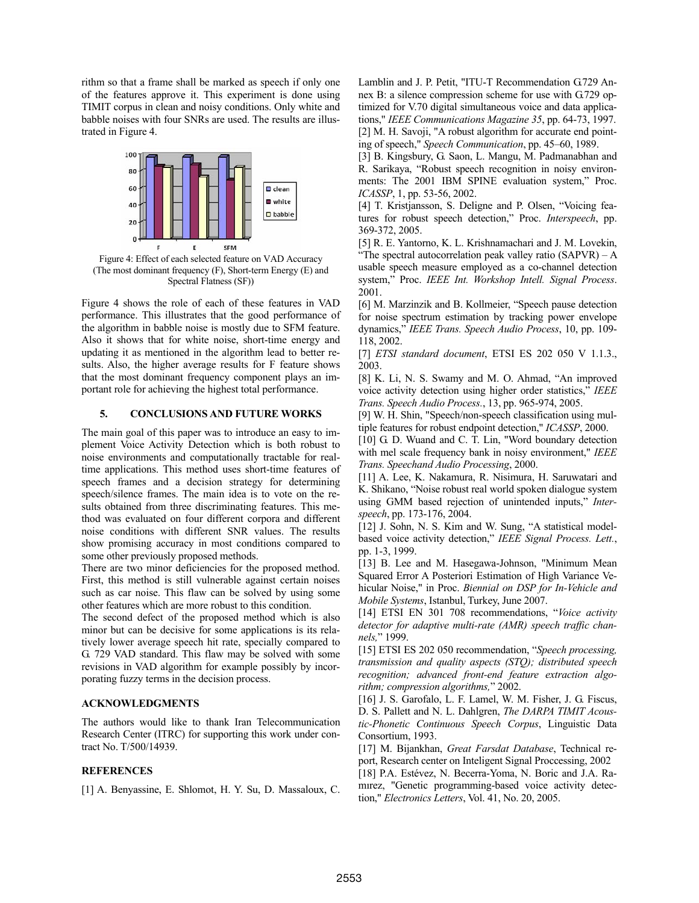rithm so that a frame shall be marked as speech if only one of the features approve it. This experiment is done using TIMIT corpus in clean and noisy conditions. Only white and babble noises with four SNRs are used. The results are illustrated in Figure 4.

100
80
60
40
20
0
F
E
SFM
clean
white
babble

Figure 4: Effect of each selected feature on VAD Accuracy (The most dominant frequency (F), Short-term Energy (E) and Spectral Flatness (SF))

Figure 4 shows the role of each of these features in VAD performance. This illustrates that the good performance of the algorithm in babble noise is mostly due to SFM feature. Also it shows that for white noise, short-time energy and updating it as mentioned in the algorithm lead to better results. Also, the higher average results for F feature shows that the most dominant frequency component plays an important role for achieving the highest total performance.

## 5. CONCLUSIONS AND FUTURE WORKS

The main goal of this paper was to introduce an easy to implement Voice Activity Detection which is both robust to noise environments and computationally tractable for real-time applications. This method uses short-time features of speech frames and a decision strategy for determining speech/silence frames. The main idea is to vote on the results obtained from three discriminating features. This method was evaluated on four different corpora and different noise conditions with different SNR values. The results show promising accuracy in most conditions compared to some other previously proposed methods.

There are two minor deficiencies for the proposed method. First, this method is still vulnerable against certain noises such as car noise. This flaw can be solved by using some other features which are more robust to this condition.

The second defect of the proposed method which is also minor but can be decisive for some applications is its relatively lower average speech hit rate, specially compared to G. 729 VAD standard. This flaw may be solved with some revisions in VAD algorithm for example possibly by incorporating fuzzy terms in the decision process.

## ACKNOWLEDGMENTS

The authors would like to thank Iran Telecommunication Research Center (ITRC) for supporting this work under contract No. T/500/14939.

## REFERENCES

[1] A. Benyassine, E. Shlomot, H. Y. Su, D. Massaloux, C. Lamblin and J. P. Petit, "ITU-T Recommendation G.729 Annex B: a silence compression scheme for use with G.729 optimized for V.70 digital simultaneous voice and data applications," *IEEE Communications Magazine 35*, pp. 64-73, 1997.

[2] M. H. Savoji, "A robust algorithm for accurate end pointing of speech," *Speech Communication*, pp. 45–60, 1989.

[3] B. Kingsbury, G. Saon, L. Mangu, M. Padmanabhan and R. Sarikaya, "Robust speech recognition in noisy environments: The 2001 IBM SPINE evaluation system," Proc. *ICASSP*, 1, pp. 53-56, 2002.

[4] T. Kristjansson, S. Deligne and P. Olsen, "Voicing features for robust speech detection," Proc. *Interspeech*, pp. 369-372, 2005.

[5] R. E. Yantorno, K. L. Krishnamachari and J. M. Lovekin, "The spectral autocorrelation peak valley ratio (SAPVR) – A usable speech measure employed as a co-channel detection system," Proc. *IEEE Int. Workshop Intell. Signal Process*. 2001.

[6] M. Marzinzik and B. Kollmeier, "Speech pause detection for noise spectrum estimation by tracking power envelope dynamics," *IEEE Trans. Speech Audio Process*, 10, pp. 109-118, 2002.

[7] *ETSI standard document*, ETSI ES 202 050 V 1.1.3., 2003.

[8] K. Li, N. S. Swamy and M. O. Ahmad, "An improved voice activity detection using higher order statistics," *IEEE Trans. Speech Audio Process.*, 13, pp. 965-974, 2005.

[9] W. H. Shin, "Speech/non-speech classification using multiple features for robust endpoint detection," *ICASSP*, 2000.

[10] G. D. Wuand and C. T. Lin, "Word boundary detection with mel scale frequency bank in noisy environment," *IEEE Trans. Speechand Audio Processing*, 2000.

[11] A. Lee, K. Nakamura, R. Nisimura, H. Saruwatari and K. Shikano, "Noise robust real world spoken dialogue system using GMM based rejection of unintended inputs," *Interspeech*, pp. 173-176, 2004.

[12] J. Sohn, N. S. Kim and W. Sung, "A statistical model-based voice activity detection," *IEEE Signal Process. Lett.*, pp. 1-3, 1999.

[13] B. Lee and M. Hasegawa-Johnson, "Minimum Mean Squared Error A Posteriori Estimation of High Variance Vehicular Noise," in Proc. *Biennial on DSP for In-Vehicle and Mobile Systems*, Istanbul, Turkey, June 2007.

[14] ETSI EN 301 708 recommendations, "*Voice activity detector for adaptive multi-rate (AMR) speech traffic channels,*" 1999.

[15] ETSI ES 202 050 recommendation, "*Speech processing, transmission and quality aspects (STQ); distributed speech recognition; advanced front-end feature extraction algorithm; compression algorithms,*" 2002.

[16] J. S. Garofalo, L. F. Lamel, W. M. Fisher, J. G. Fiscus, D. S. Pallett and N. L. Dahlgren, *The DARPA TIMIT Acoustic-Phonetic Continuous Speech Corpus*, Linguistic Data Consortium, 1993.

[17] M. Bijankhan, *Great Farsdat Database*, Technical report, Research center on Inteligent Signal Proccessing, 2002

[18] P.A. Estévez, N. Becerra-Yoma, N. Boric and J.A. Ramırez, "Genetic programming-based voice activity detection," *Electronics Letters*, Vol. 41, No. 20, 2005.